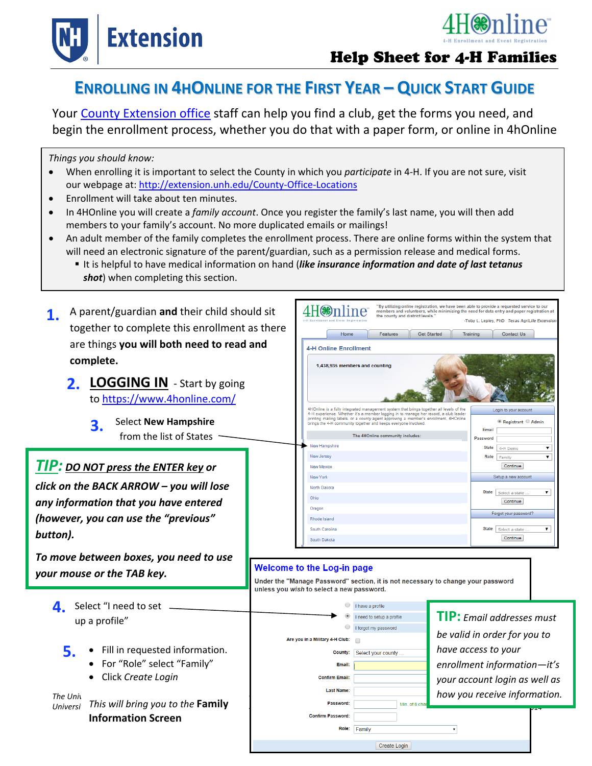Extension

4HOnline – 4-H Enrollment and Event Registration

**Help Sheet for 4-H Families**

# ENROLLING IN 4HONLINE FOR THE FIRST YEAR – QUICK START GUIDE

Your [County Extension office](County Extension office) staff can help you find a club, get the forms you need, and begin the enrollment process, whether you do that with a paper form, or online in 4hOnline

*Things you should know:*

- When enrolling it is important to select the County in which you *participate* in 4-H. If you are not sure, visit our webpage at: http://extension.unh.edu/County-Office-Locations
- Enrollment will take about ten minutes.
- In 4HOnline you will create a *family account*. Once you register the family's last name, you will then add members to your family's account. No more duplicated emails or mailings!
- An adult member of the family completes the enrollment process. There are online forms within the system that will need an electronic signature of the parent/guardian, such as a permission release and medical forms.
  - It is helpful to have medical information on hand (***like insurance information and date of last tetanus shot***) when completing this section.

**1.** A parent/guardian **and** their child should sit together to complete this enrollment as there are things **you will both need to read and complete.**

**2. LOGGING IN** - Start by going to https://www.4honline.com/

**3.** Select **New Hampshire** from the list of States

***TIP:*** ***DO NOT press the ENTER key or click on the BACK ARROW – you will lose any information that you have entered (however, you can use the "previous" button).***

***To move between boxes, you need to use your mouse or the TAB key.***

**4.** Select "I need to set up a profile"

**5.**
- Fill in requested information.
- For "Role" select "Family"
- Click *Create Login*

*This will bring you to the* **Family Information Screen**

**TIP:** *Email addresses must be valid in order for you to have access to your enrollment information—it's your account login as well as how you receive information.*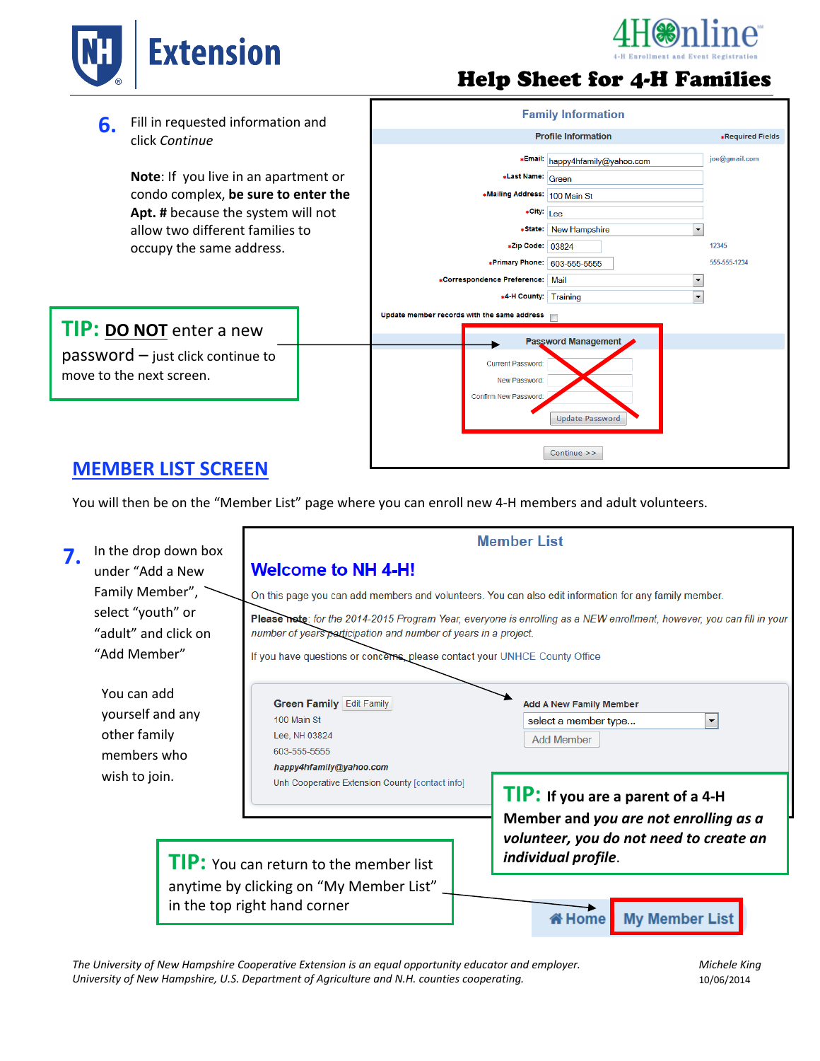# Help Sheet for 4-H Families

**6.** Fill in requested information and click *Continue*

**Note**: If you live in an apartment or condo complex, **be sure to enter the Apt. #** because the system will not allow two different families to occupy the same address.

**TIP: DO NOT** enter a new password – just click continue to move to the next screen.

**Family Information**

Profile Information — *Required Fields

| | | |
|---|---|---|
| *Email: | happy4hfamily@yahoo.com | joe@gmail.com |
| *Last Name: | Green | |
| *Mailing Address: | 100 Main St | |
| *City: | Lee | |
| *State: | New Hampshire | |
| *Zip Code: | 03824 | 12345 |
| *Primary Phone: | 603-555-5555 | 555-555-1234 |
| *Correspondence Preference: | Mail | |
| *4-H County: | Training | |

Update member records with the same address

Password Management

Current Password:
New Password:
Confirm New Password:

Update Password

Continue >>

## MEMBER LIST SCREEN

You will then be on the "Member List" page where you can enroll new 4-H members and adult volunteers.

**7.** In the drop down box under "Add a New Family Member", select "youth" or "adult" and click on "Add Member"

You can add yourself and any other family members who wish to join.

**Member List**

**Welcome to NH 4-H!**

On this page you can add members and volunteers. You can also edit information for any family member.

**Please note**: *for the 2014-2015 Program Year, everyone is enrolling as a NEW enrollment, however, you can fill in your number of years participation and number of years in a project.*

If you have questions or concerns, please contact your UNHCE County Office

**Green Family** Edit Family
100 Main St
Lee, NH 03824
603-555-5555
*happy4hfamily@yahoo.com*
Unh Cooperative Extension County [contact info]

**Add A New Family Member**
select a member type...
Add Member

**TIP:** If you are a parent of a 4-H Member and *you are not enrolling as a volunteer, you do not need to create an individual profile*.

**TIP:** You can return to the member list anytime by clicking on "My Member List" in the top right hand corner

Home | My Member List

*The University of New Hampshire Cooperative Extension is an equal opportunity educator and employer. University of New Hampshire, U.S. Department of Agriculture and N.H. counties cooperating.*

*Michele King*
10/06/2014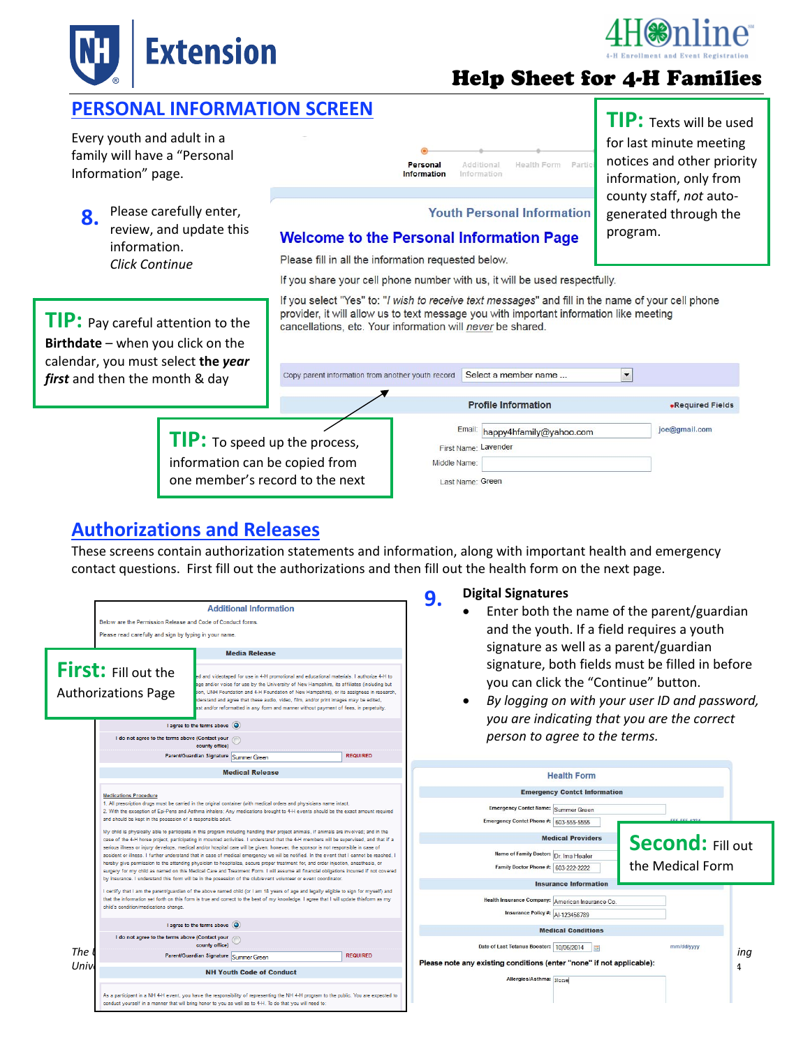## PERSONAL INFORMATION SCREEN

Every youth and adult in a family will have a "Personal Information" page.

**8.** Please carefully enter, review, and update this information. *Click Continue*

**TIP:** Pay careful attention to the **Birthdate** – when you click on the calendar, you must select **the *year first*** and then the month & day

**TIP:** To speed up the process, information can be copied from one member's record to the next

**TIP:** Texts will be used for last minute meeting notices and other priority information, only from county staff, *not* auto-generated through the program.

Personal Information | Additional Information | Health Form | Partic

Youth Personal Information

**Welcome to the Personal Information Page**

Please fill in all the information requested below.

If you share your cell phone number with us, it will be used respectfully.

If you select "Yes" to: "*I wish to receive text messages*" and fill in the name of your cell phone provider, it will allow us to text message you with important information like meeting cancellations, etc. Your information will *never* be shared.

Copy parent information from another youth record: Select a member name ...

**Profile Information** — *Required Fields

Email: happy4hfamily@yahoo.com — joe@gmail.com
First Name: Lavender
Middle Name:
Last Name: Green

## Authorizations and Releases

These screens contain authorization statements and information, along with important health and emergency contact questions. First fill out the authorizations and then fill out the health form on the next page.

**First:** Fill out the Authorizations Page

**9. Digital Signatures**

- Enter both the name of the parent/guardian and the youth. If a field requires a youth signature as well as a parent/guardian signature, both fields must be filled in before you can click the "Continue" button.
- *By logging on with your user ID and password, you are indicating that you are the correct person to agree to the terms.*

**Second:** Fill out the Medical Form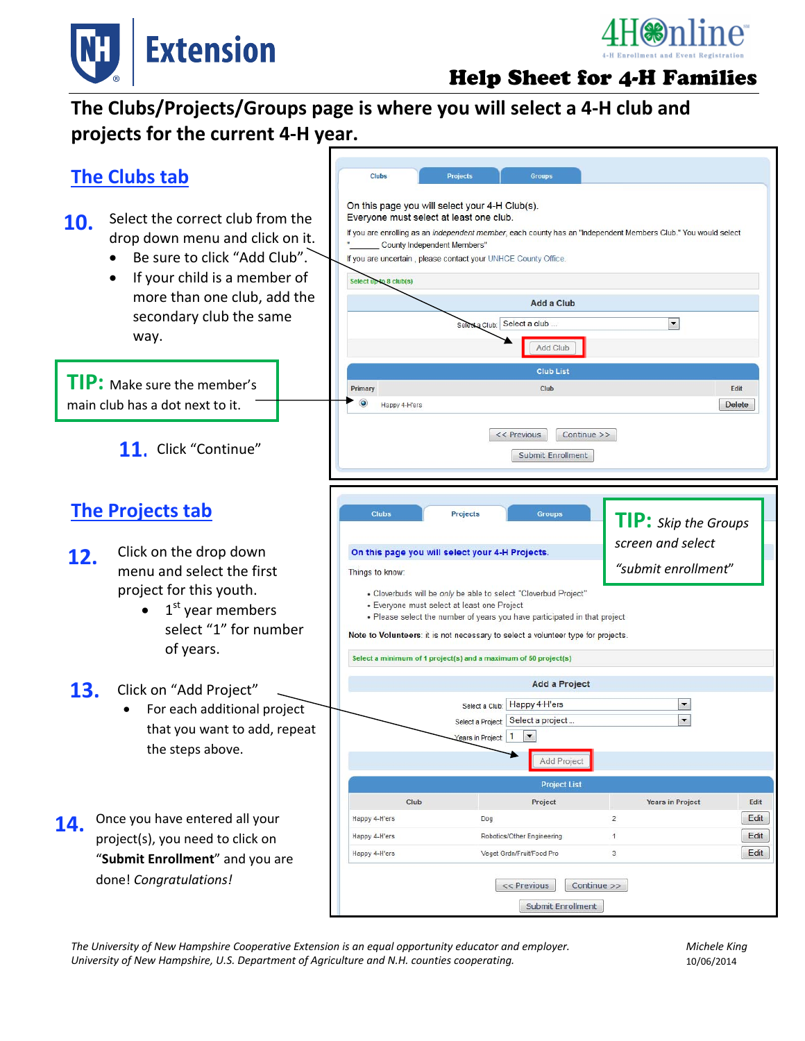# Help Sheet for 4-H Families

## The Clubs/Projects/Groups page is where you will select a 4-H club and projects for the current 4-H year.

### The Clubs tab

**10.** Select the correct club from the drop down menu and click on it.

- Be sure to click "Add Club".
- If your child is a member of more than one club, add the secondary club the same way.

**TIP:** Make sure the member's main club has a dot next to it.

**11.** Click "Continue"

Clubs | Projects | Groups

On this page you will select your 4-H Club(s).
Everyone must select at least one club.

If you are enrolling as an *independent member*, each county has an "Independent Members Club." You would select "_______ County Independent Members"

If you are uncertain , please contact your UNHCE County Office.

Select up to 8 club(s)

**Add a Club**

Select a Club: Select a club ...

Add Club

**Club List**

| Primary | Club | Edit |
|---|---|---|
| ◉ | Happy 4-H'ers | Delete |

<< Previous | Continue >>

Submit Enrollment

### The Projects tab

**12.** Click on the drop down menu and select the first project for this youth.

- 1st year members select "1" for number of years.

**13.** Click on "Add Project"

- For each additional project that you want to add, repeat the steps above.

**14.** Once you have entered all your project(s), you need to click on "**Submit Enrollment**" and you are done! *Congratulations!*

**TIP:** *Skip the Groups screen and select "submit enrollment"*

Clubs | Projects | Groups

**On this page you will select your 4-H Projects.**

Things to know:

- Cloverbuds will be *only* be able to select "Cloverbud Project"
- Everyone must select at least one Project
- Please select the number of years you have participated in that project

**Note to Volunteers**: it is not necessary to select a volunteer type for projects.

Select a minimum of 1 project(s) and a maximum of 50 project(s)

**Add a Project**

Select a Club: Happy 4-H'ers
Select a Project: Select a project ...
Years in Project: 1

Add Project

**Project List**

| Club | Project | Years in Project | Edit |
|---|---|---|---|
| Happy 4-H'ers | Dog | 2 | Edit |
| Happy 4-H'ers | Robotics/Other Engineering | 1 | Edit |
| Happy 4-H'ers | Veget Grdn/Fruit/Food Pro | 3 | Edit |

<< Previous | Continue >>

Submit Enrollment

*The University of New Hampshire Cooperative Extension is an equal opportunity educator and employer. University of New Hampshire, U.S. Department of Agriculture and N.H. counties cooperating.*

*Michele King*
10/06/2014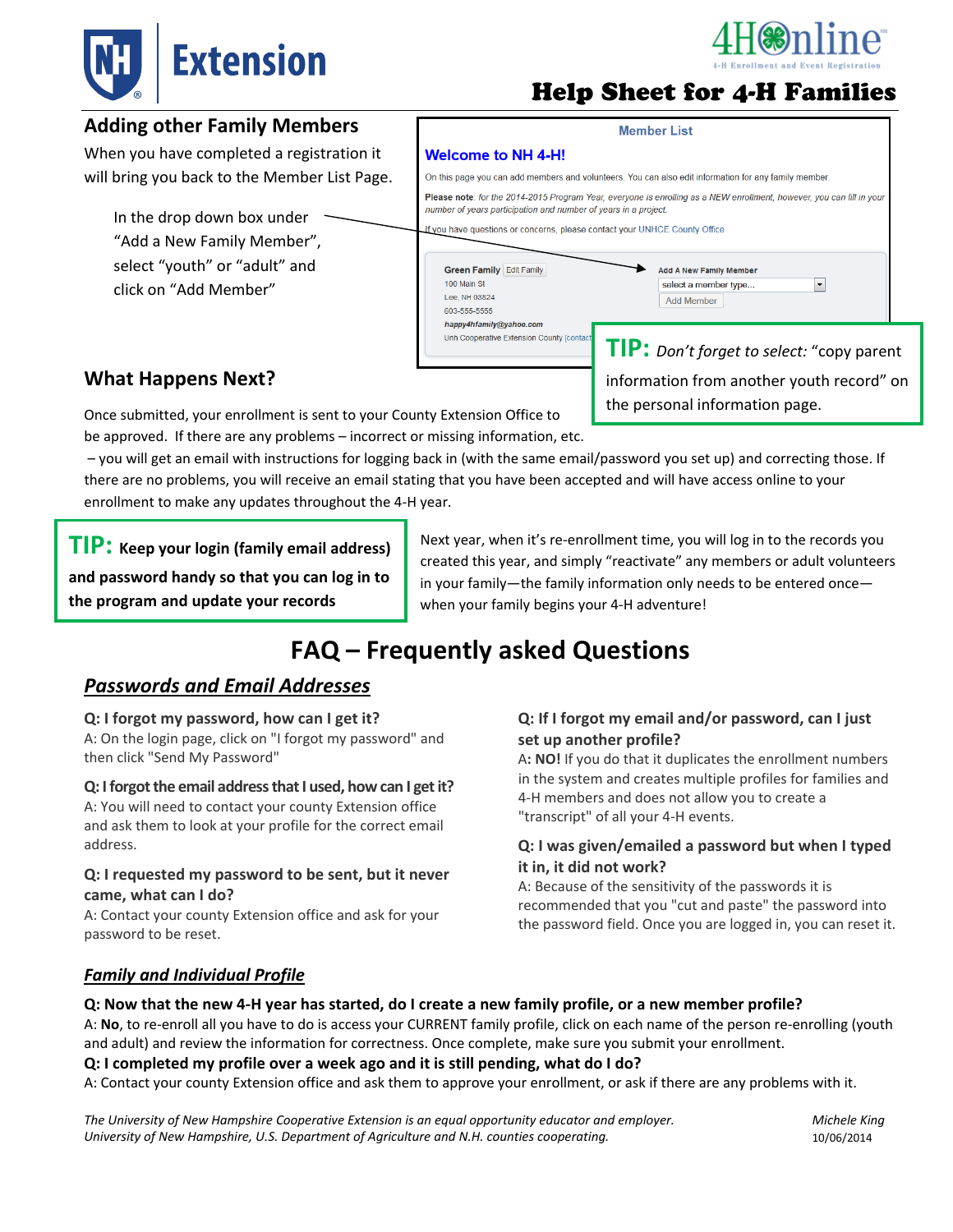Extension

4HOnline
4-H Enrollment and Event Registration

# Help Sheet for 4-H Families

## Adding other Family Members

When you have completed a registration it will bring you back to the Member List Page.

In the drop down box under "Add a New Family Member", select "youth" or "adult" and click on "Add Member"

Member List

Welcome to NH 4-H!

On this page you can add members and volunteers. You can also edit information for any family member.

Please note: *for the 2014-2015 Program Year, everyone is enrolling as a NEW enrollment, however, you can fill in your number of years participation and number of years in a project.*

If you have questions or concerns, please contact your UNHCE County Office

Green Family Edit Family
100 Main St
Lee, NH 03824
603-555-5555
*happy4hfamily@yahoo.com*
Unh Cooperative Extension County [contact

Add A New Family Member
select a member type...
Add Member

**TIP:** *Don't forget to select:* "copy parent information from another youth record" on the personal information page.

## What Happens Next?

Once submitted, your enrollment is sent to your County Extension Office to be approved. If there are any problems – incorrect or missing information, etc. – you will get an email with instructions for logging back in (with the same email/password you set up) and correcting those. If there are no problems, you will receive an email stating that you have been accepted and will have access online to your enrollment to make any updates throughout the 4-H year.

**TIP: Keep your login (family email address) and password handy so that you can log in to the program and update your records**

Next year, when it's re-enrollment time, you will log in to the records you created this year, and simply "reactivate" any members or adult volunteers in your family—the family information only needs to be entered once—when your family begins your 4-H adventure!

# FAQ – Frequently asked Questions

## *Passwords and Email Addresses*

**Q: I forgot my password, how can I get it?**
A: On the login page, click on "I forgot my password" and then click "Send My Password"

**Q: I forgot the email address that I used, how can I get it?**
A: You will need to contact your county Extension office and ask them to look at your profile for the correct email address.

**Q: I requested my password to be sent, but it never came, what can I do?**
A: Contact your county Extension office and ask for your password to be reset.

**Q: If I forgot my email and/or password, can I just set up another profile?**
A**: NO!** If you do that it duplicates the enrollment numbers in the system and creates multiple profiles for families and 4-H members and does not allow you to create a "transcript" of all your 4-H events.

**Q: I was given/emailed a password but when I typed it in, it did not work?**
A: Because of the sensitivity of the passwords it is recommended that you "cut and paste" the password into the password field. Once you are logged in, you can reset it.

## *Family and Individual Profile*

**Q: Now that the new 4-H year has started, do I create a new family profile, or a new member profile?**
A: **No**, to re-enroll all you have to do is access your CURRENT family profile, click on each name of the person re-enrolling (youth and adult) and review the information for correctness. Once complete, make sure you submit your enrollment.

**Q: I completed my profile over a week ago and it is still pending, what do I do?**
A: Contact your county Extension office and ask them to approve your enrollment, or ask if there are any problems with it.

*The University of New Hampshire Cooperative Extension is an equal opportunity educator and employer.*
*University of New Hampshire, U.S. Department of Agriculture and N.H. counties cooperating.*

*Michele King*
10/06/2014